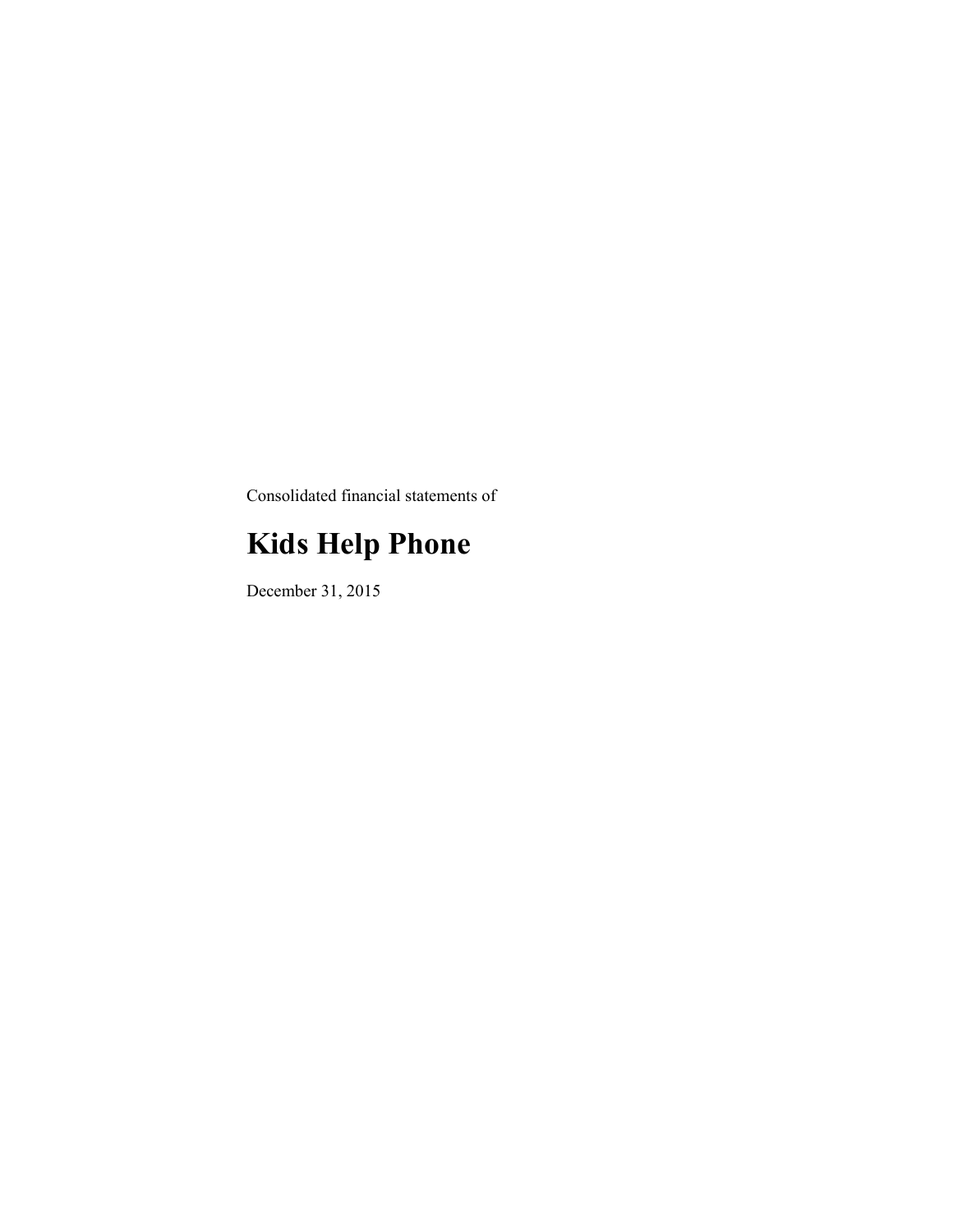Consolidated financial statements of

# Kids Help Phone

December 31, 2015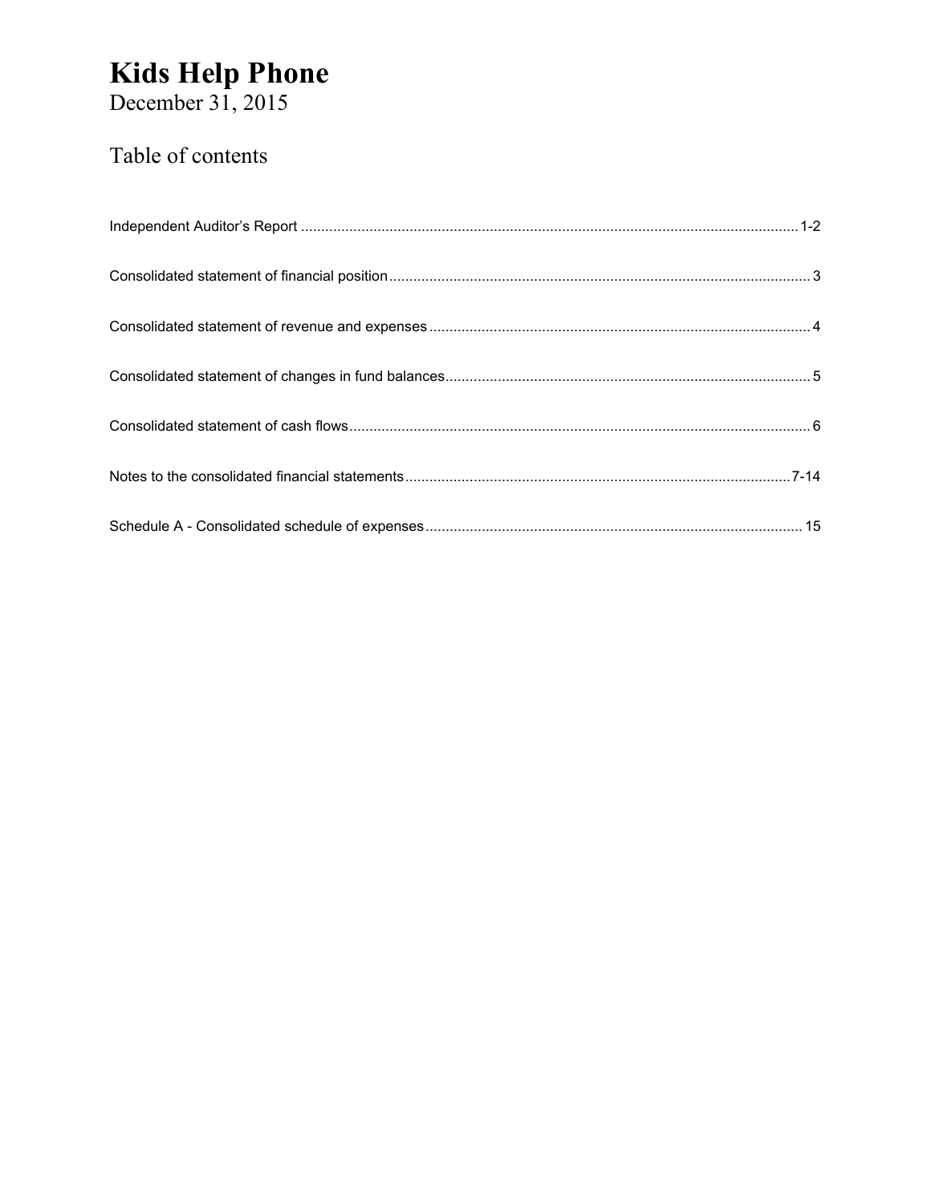# Kids Help Phone

December 31, 2015

## Table of contents

| | |
|---|---|
| Independent Auditor's Report | 1-2 |
| Consolidated statement of financial position | 3 |
| Consolidated statement of revenue and expenses | 4 |
| Consolidated statement of changes in fund balances | 5 |
| Consolidated statement of cash flows | 6 |
| Notes to the consolidated financial statements | 7-14 |
| Schedule A - Consolidated schedule of expenses | 15 |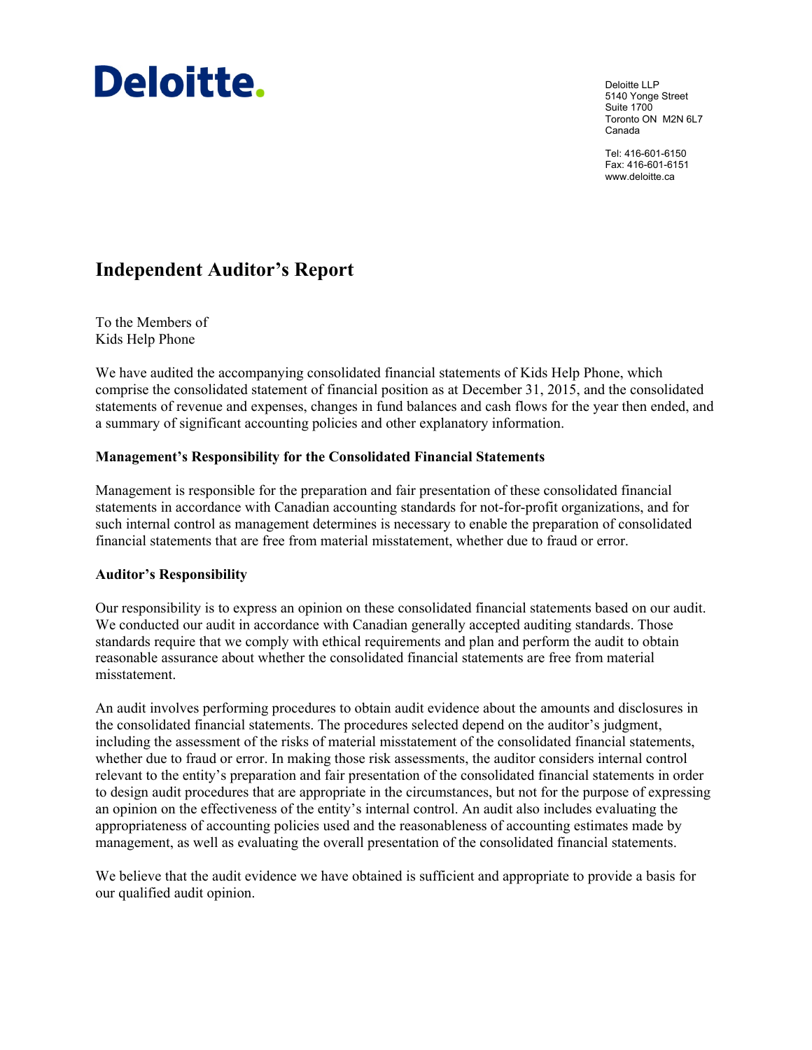Deloitte.

Deloitte LLP
5140 Yonge Street
Suite 1700
Toronto ON M2N 6L7
Canada

Tel: 416-601-6150
Fax: 416-601-6151
www.deloitte.ca

# Independent Auditor's Report

To the Members of
Kids Help Phone

We have audited the accompanying consolidated financial statements of Kids Help Phone, which comprise the consolidated statement of financial position as at December 31, 2015, and the consolidated statements of revenue and expenses, changes in fund balances and cash flows for the year then ended, and a summary of significant accounting policies and other explanatory information.

### Management's Responsibility for the Consolidated Financial Statements

Management is responsible for the preparation and fair presentation of these consolidated financial statements in accordance with Canadian accounting standards for not-for-profit organizations, and for such internal control as management determines is necessary to enable the preparation of consolidated financial statements that are free from material misstatement, whether due to fraud or error.

### Auditor's Responsibility

Our responsibility is to express an opinion on these consolidated financial statements based on our audit. We conducted our audit in accordance with Canadian generally accepted auditing standards. Those standards require that we comply with ethical requirements and plan and perform the audit to obtain reasonable assurance about whether the consolidated financial statements are free from material misstatement.

An audit involves performing procedures to obtain audit evidence about the amounts and disclosures in the consolidated financial statements. The procedures selected depend on the auditor's judgment, including the assessment of the risks of material misstatement of the consolidated financial statements, whether due to fraud or error. In making those risk assessments, the auditor considers internal control relevant to the entity's preparation and fair presentation of the consolidated financial statements in order to design audit procedures that are appropriate in the circumstances, but not for the purpose of expressing an opinion on the effectiveness of the entity's internal control. An audit also includes evaluating the appropriateness of accounting policies used and the reasonableness of accounting estimates made by management, as well as evaluating the overall presentation of the consolidated financial statements.

We believe that the audit evidence we have obtained is sufficient and appropriate to provide a basis for our qualified audit opinion.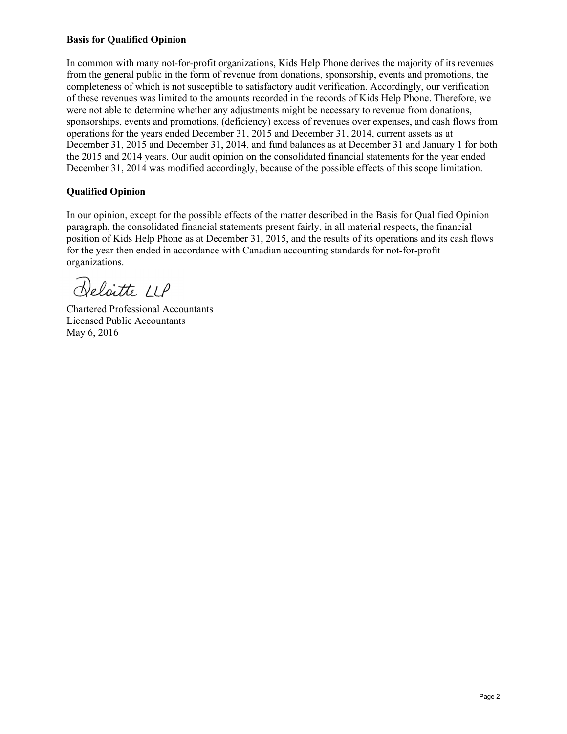**Basis for Qualified Opinion**

In common with many not-for-profit organizations, Kids Help Phone derives the majority of its revenues from the general public in the form of revenue from donations, sponsorship, events and promotions, the completeness of which is not susceptible to satisfactory audit verification. Accordingly, our verification of these revenues was limited to the amounts recorded in the records of Kids Help Phone. Therefore, we were not able to determine whether any adjustments might be necessary to revenue from donations, sponsorships, events and promotions, (deficiency) excess of revenues over expenses, and cash flows from operations for the years ended December 31, 2015 and December 31, 2014, current assets as at December 31, 2015 and December 31, 2014, and fund balances as at December 31 and January 1 for both the 2015 and 2014 years. Our audit opinion on the consolidated financial statements for the year ended December 31, 2014 was modified accordingly, because of the possible effects of this scope limitation.

**Qualified Opinion**

In our opinion, except for the possible effects of the matter described in the Basis for Qualified Opinion paragraph, the consolidated financial statements present fairly, in all material respects, the financial position of Kids Help Phone as at December 31, 2015, and the results of its operations and its cash flows for the year then ended in accordance with Canadian accounting standards for not-for-profit organizations.

Deloitte LLP

Chartered Professional Accountants
Licensed Public Accountants
May 6, 2016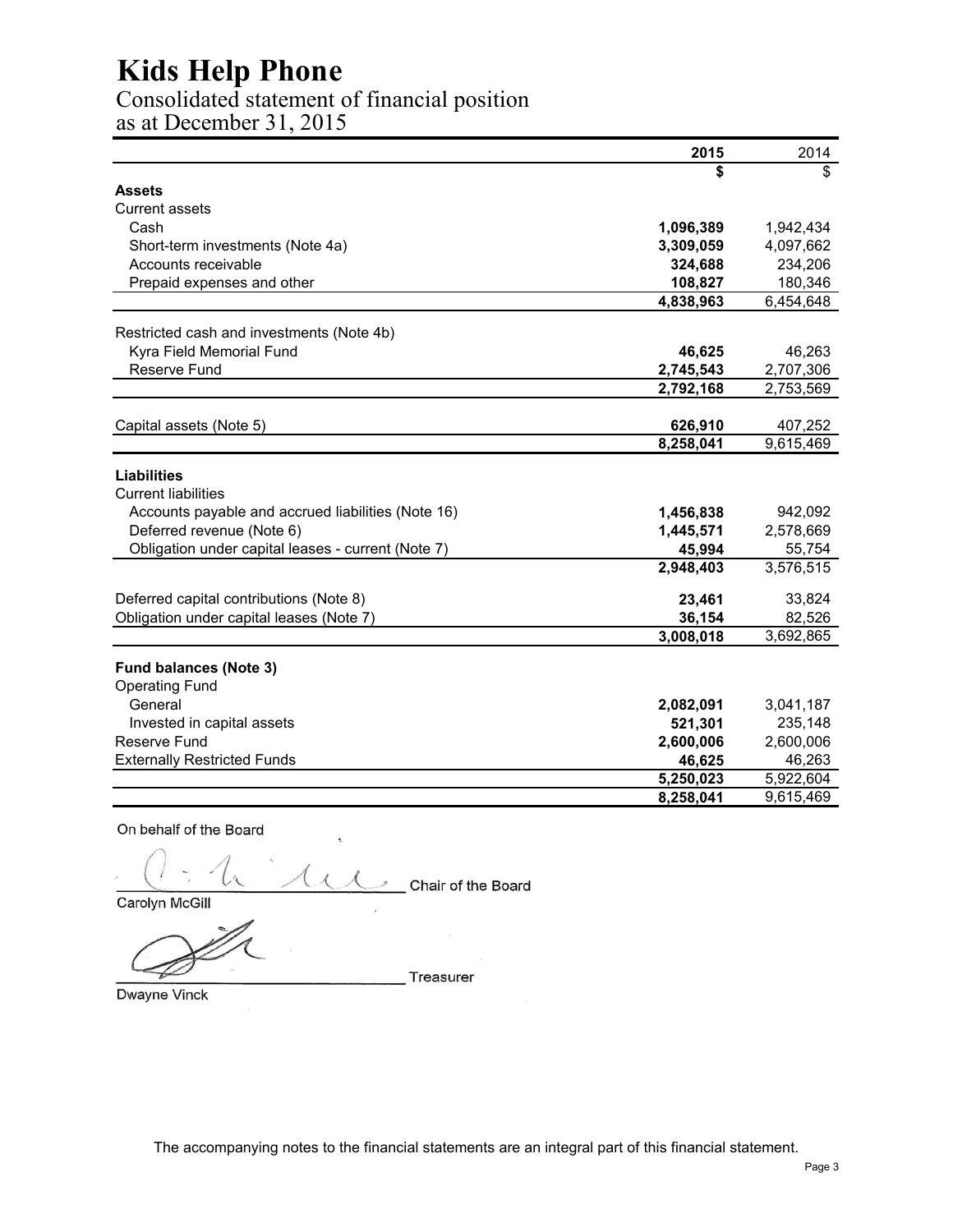# Kids Help Phone

## Consolidated statement of financial position
## as at December 31, 2015

| | 2015 | 2014 |
|---|---|---|
| | $ | $ |
| **Assets** | | |
| Current assets | | |
| Cash | **1,096,389** | 1,942,434 |
| Short-term investments (Note 4a) | **3,309,059** | 4,097,662 |
| Accounts receivable | **324,688** | 234,206 |
| Prepaid expenses and other | **108,827** | 180,346 |
| | **4,838,963** | 6,454,648 |
| Restricted cash and investments (Note 4b) | | |
| Kyra Field Memorial Fund | **46,625** | 46,263 |
| Reserve Fund | **2,745,543** | 2,707,306 |
| | **2,792,168** | 2,753,569 |
| Capital assets (Note 5) | **626,910** | 407,252 |
| | **8,258,041** | 9,615,469 |
| **Liabilities** | | |
| Current liabilities | | |
| Accounts payable and accrued liabilities (Note 16) | **1,456,838** | 942,092 |
| Deferred revenue (Note 6) | **1,445,571** | 2,578,669 |
| Obligation under capital leases - current (Note 7) | **45,994** | 55,754 |
| | **2,948,403** | 3,576,515 |
| Deferred capital contributions (Note 8) | **23,461** | 33,824 |
| Obligation under capital leases (Note 7) | **36,154** | 82,526 |
| | **3,008,018** | 3,692,865 |
| **Fund balances (Note 3)** | | |
| Operating Fund | | |
| General | **2,082,091** | 3,041,187 |
| Invested in capital assets | **521,301** | 235,148 |
| Reserve Fund | **2,600,006** | 2,600,006 |
| Externally Restricted Funds | **46,625** | 46,263 |
| | **5,250,023** | 5,922,604 |
| | **8,258,041** | 9,615,469 |

On behalf of the Board

_______________________ Chair of the Board
Carolyn McGill

_______________________ Treasurer
Dwayne Vinck

The accompanying notes to the financial statements are an integral part of this financial statement.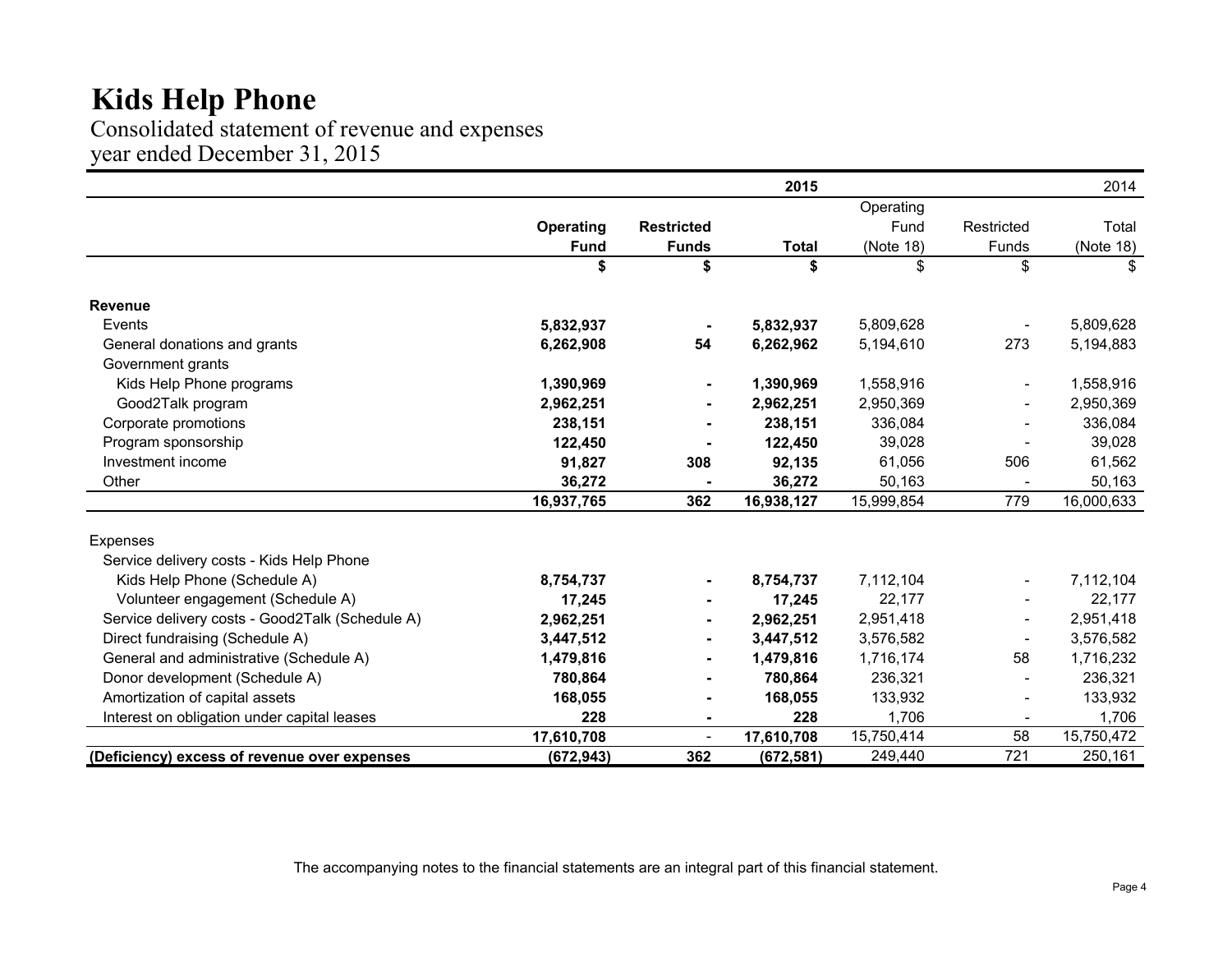# Kids Help Phone

Consolidated statement of revenue and expenses
year ended December 31, 2015

| | 2015 | | | 2014 | | |
|---|---|---|---|---|---|---|
| | **Operating Fund** | **Restricted Funds** | **Total** | Operating Fund (Note 18) | Restricted Funds | Total (Note 18) |
| | **$** | **$** | **$** | $ | $ | $ |
| **Revenue** | | | | | | |
| Events | **5,832,937** | **-** | **5,832,937** | 5,809,628 | - | 5,809,628 |
| General donations and grants | **6,262,908** | **54** | **6,262,962** | 5,194,610 | 273 | 5,194,883 |
| Government grants | | | | | | |
| Kids Help Phone programs | **1,390,969** | **-** | **1,390,969** | 1,558,916 | - | 1,558,916 |
| Good2Talk program | **2,962,251** | **-** | **2,962,251** | 2,950,369 | - | 2,950,369 |
| Corporate promotions | **238,151** | **-** | **238,151** | 336,084 | - | 336,084 |
| Program sponsorship | **122,450** | **-** | **122,450** | 39,028 | - | 39,028 |
| Investment income | **91,827** | **308** | **92,135** | 61,056 | 506 | 61,562 |
| Other | **36,272** | **-** | **36,272** | 50,163 | - | 50,163 |
| | **16,937,765** | **362** | **16,938,127** | 15,999,854 | 779 | 16,000,633 |
| Expenses | | | | | | |
| Service delivery costs - Kids Help Phone | | | | | | |
| Kids Help Phone (Schedule A) | **8,754,737** | **-** | **8,754,737** | 7,112,104 | - | 7,112,104 |
| Volunteer engagement (Schedule A) | **17,245** | **-** | **17,245** | 22,177 | - | 22,177 |
| Service delivery costs - Good2Talk (Schedule A) | **2,962,251** | **-** | **2,962,251** | 2,951,418 | - | 2,951,418 |
| Direct fundraising (Schedule A) | **3,447,512** | **-** | **3,447,512** | 3,576,582 | - | 3,576,582 |
| General and administrative (Schedule A) | **1,479,816** | **-** | **1,479,816** | 1,716,174 | 58 | 1,716,232 |
| Donor development (Schedule A) | **780,864** | **-** | **780,864** | 236,321 | - | 236,321 |
| Amortization of capital assets | **168,055** | **-** | **168,055** | 133,932 | - | 133,932 |
| Interest on obligation under capital leases | **228** | **-** | **228** | 1,706 | - | 1,706 |
| | **17,610,708** | - | **17,610,708** | 15,750,414 | 58 | 15,750,472 |
| **(Deficiency) excess of revenue over expenses** | **(672,943)** | **362** | **(672,581)** | 249,440 | 721 | 250,161 |

The accompanying notes to the financial statements are an integral part of this financial statement.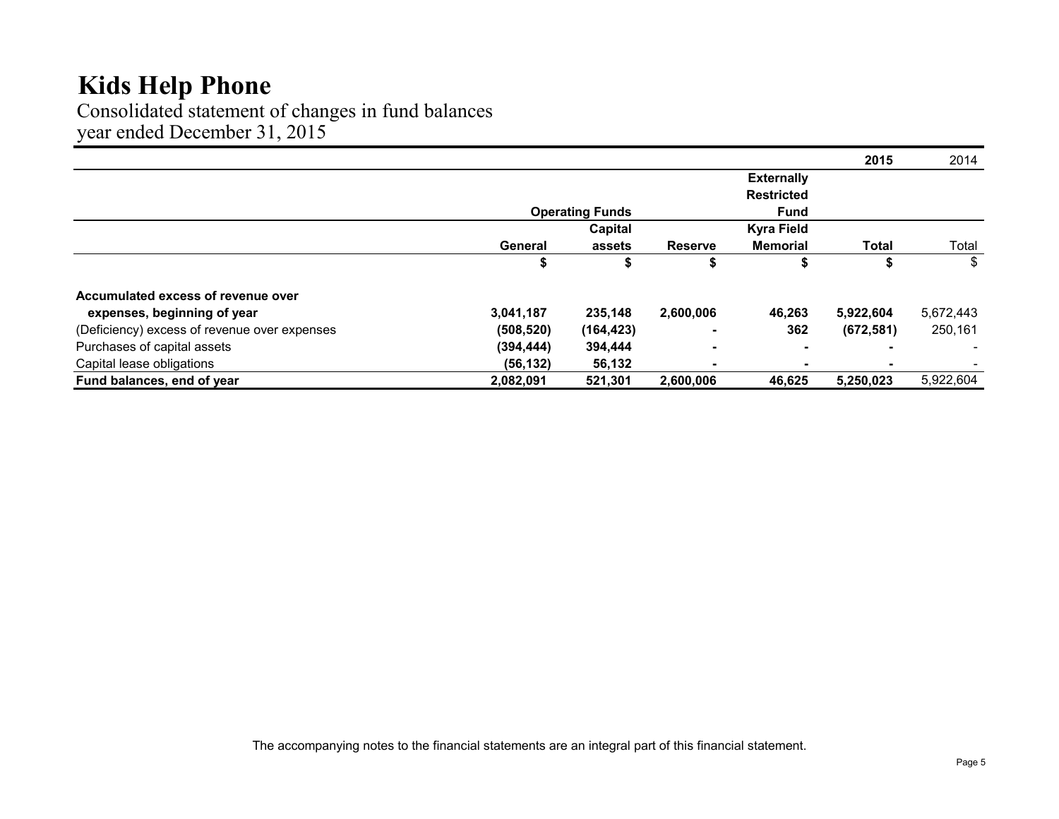# Kids Help Phone

Consolidated statement of changes in fund balances
year ended December 31, 2015

| | Operating Funds | | | Externally Restricted Fund | 2015 | 2014 |
|---|---|---|---|---|---|---|
| | General | Capital assets | Reserve | Kyra Field Memorial | Total | Total |
| | $ | $ | $ | $ | $ | $ |
| **Accumulated excess of revenue over expenses, beginning of year** | **3,041,187** | **235,148** | **2,600,006** | **46,263** | **5,922,604** | 5,672,443 |
| (Deficiency) excess of revenue over expenses | **(508,520)** | **(164,423)** | **-** | **362** | **(672,581)** | 250,161 |
| Purchases of capital assets | **(394,444)** | **394,444** | **-** | **-** | **-** | - |
| Capital lease obligations | **(56,132)** | **56,132** | **-** | **-** | **-** | - |
| **Fund balances, end of year** | **2,082,091** | **521,301** | **2,600,006** | **46,625** | **5,250,023** | 5,922,604 |

The accompanying notes to the financial statements are an integral part of this financial statement.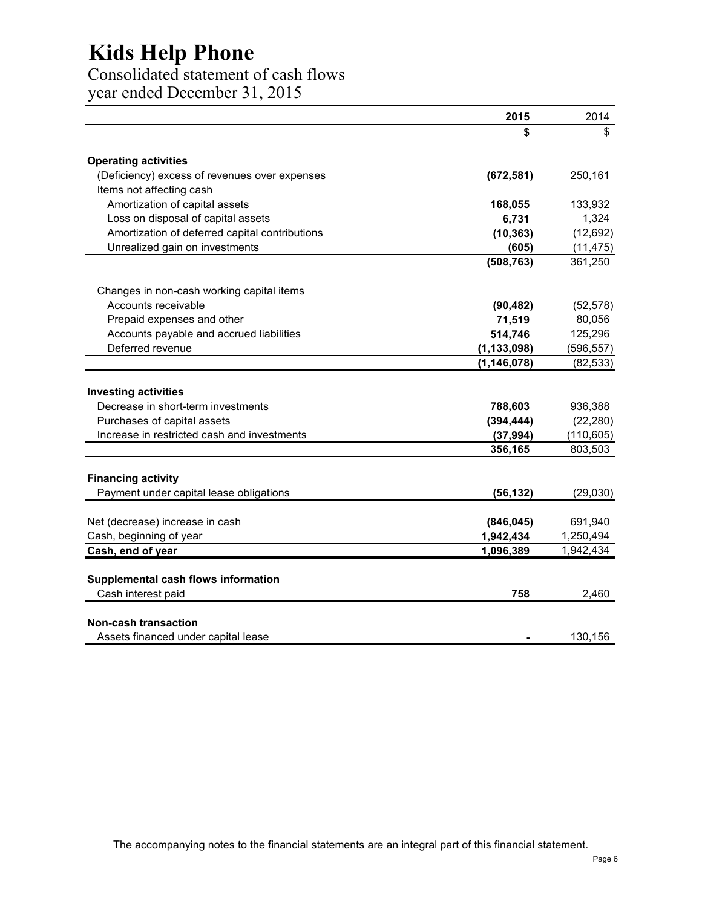# Kids Help Phone

## Consolidated statement of cash flows
year ended December 31, 2015

| | **2015** | 2014 |
|---|---|---|
| | **$** | $ |
| **Operating activities** | | |
| (Deficiency) excess of revenues over expenses | **(672,581)** | 250,161 |
| Items not affecting cash | | |
| Amortization of capital assets | **168,055** | 133,932 |
| Loss on disposal of capital assets | **6,731** | 1,324 |
| Amortization of deferred capital contributions | **(10,363)** | (12,692) |
| Unrealized gain on investments | **(605)** | (11,475) |
| | **(508,763)** | 361,250 |
| Changes in non-cash working capital items | | |
| Accounts receivable | **(90,482)** | (52,578) |
| Prepaid expenses and other | **71,519** | 80,056 |
| Accounts payable and accrued liabilities | **514,746** | 125,296 |
| Deferred revenue | **(1,133,098)** | (596,557) |
| | **(1,146,078)** | (82,533) |
| **Investing activities** | | |
| Decrease in short-term investments | **788,603** | 936,388 |
| Purchases of capital assets | **(394,444)** | (22,280) |
| Increase in restricted cash and investments | **(37,994)** | (110,605) |
| | **356,165** | 803,503 |
| **Financing activity** | | |
| Payment under capital lease obligations | **(56,132)** | (29,030) |
| Net (decrease) increase in cash | **(846,045)** | 691,940 |
| Cash, beginning of year | **1,942,434** | 1,250,494 |
| **Cash, end of year** | **1,096,389** | 1,942,434 |
| **Supplemental cash flows information** | | |
| Cash interest paid | **758** | 2,460 |
| **Non-cash transaction** | | |
| Assets financed under capital lease | **-** | 130,156 |

The accompanying notes to the financial statements are an integral part of this financial statement.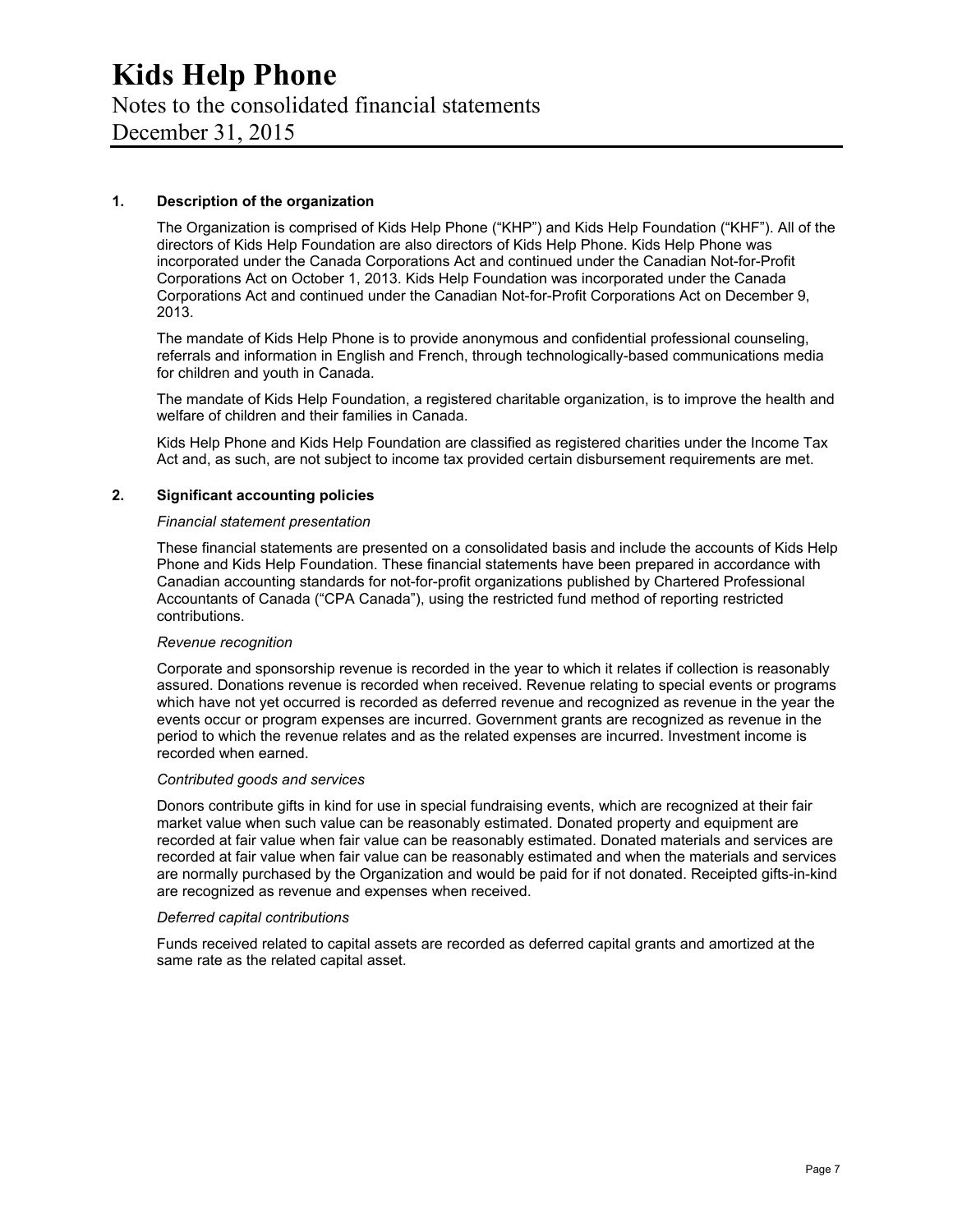# Kids Help Phone

Notes to the consolidated financial statements
December 31, 2015

## 1. Description of the organization

The Organization is comprised of Kids Help Phone ("KHP") and Kids Help Foundation ("KHF"). All of the directors of Kids Help Foundation are also directors of Kids Help Phone. Kids Help Phone was incorporated under the Canada Corporations Act and continued under the Canadian Not-for-Profit Corporations Act on October 1, 2013. Kids Help Foundation was incorporated under the Canada Corporations Act and continued under the Canadian Not-for-Profit Corporations Act on December 9, 2013.

The mandate of Kids Help Phone is to provide anonymous and confidential professional counseling, referrals and information in English and French, through technologically-based communications media for children and youth in Canada.

The mandate of Kids Help Foundation, a registered charitable organization, is to improve the health and welfare of children and their families in Canada.

Kids Help Phone and Kids Help Foundation are classified as registered charities under the Income Tax Act and, as such, are not subject to income tax provided certain disbursement requirements are met.

## 2. Significant accounting policies

*Financial statement presentation*

These financial statements are presented on a consolidated basis and include the accounts of Kids Help Phone and Kids Help Foundation. These financial statements have been prepared in accordance with Canadian accounting standards for not-for-profit organizations published by Chartered Professional Accountants of Canada ("CPA Canada"), using the restricted fund method of reporting restricted contributions.

*Revenue recognition*

Corporate and sponsorship revenue is recorded in the year to which it relates if collection is reasonably assured. Donations revenue is recorded when received. Revenue relating to special events or programs which have not yet occurred is recorded as deferred revenue and recognized as revenue in the year the events occur or program expenses are incurred. Government grants are recognized as revenue in the period to which the revenue relates and as the related expenses are incurred. Investment income is recorded when earned.

*Contributed goods and services*

Donors contribute gifts in kind for use in special fundraising events, which are recognized at their fair market value when such value can be reasonably estimated. Donated property and equipment are recorded at fair value when fair value can be reasonably estimated. Donated materials and services are recorded at fair value when fair value can be reasonably estimated and when the materials and services are normally purchased by the Organization and would be paid for if not donated. Receipted gifts-in-kind are recognized as revenue and expenses when received.

*Deferred capital contributions*

Funds received related to capital assets are recorded as deferred capital grants and amortized at the same rate as the related capital asset.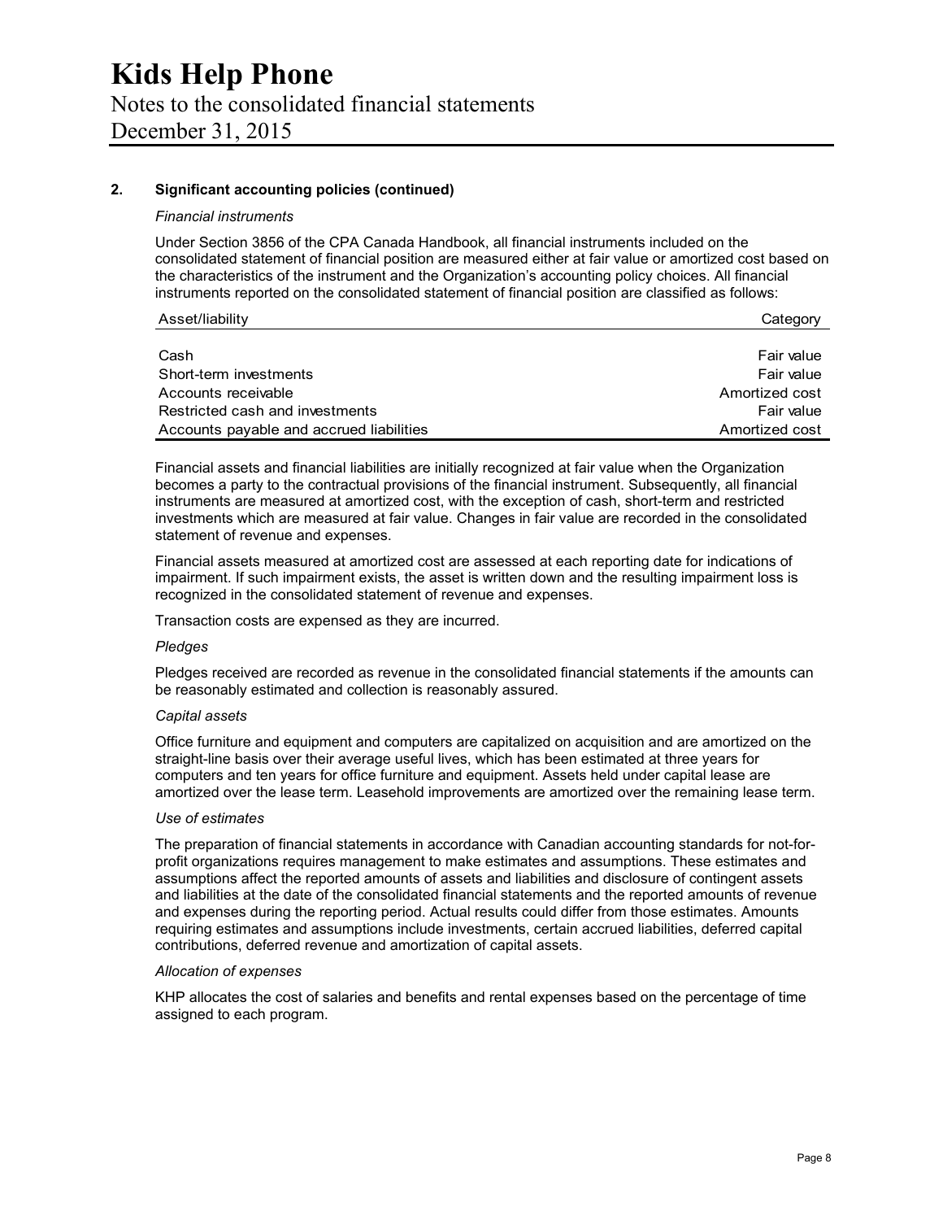## 2. Significant accounting policies (continued)

*Financial instruments*

Under Section 3856 of the CPA Canada Handbook, all financial instruments included on the consolidated statement of financial position are measured either at fair value or amortized cost based on the characteristics of the instrument and the Organization's accounting policy choices. All financial instruments reported on the consolidated statement of financial position are classified as follows:

| Asset/liability | Category |
|---|---|
| Cash | Fair value |
| Short-term investments | Fair value |
| Accounts receivable | Amortized cost |
| Restricted cash and investments | Fair value |
| Accounts payable and accrued liabilities | Amortized cost |

Financial assets and financial liabilities are initially recognized at fair value when the Organization becomes a party to the contractual provisions of the financial instrument. Subsequently, all financial instruments are measured at amortized cost, with the exception of cash, short-term and restricted investments which are measured at fair value. Changes in fair value are recorded in the consolidated statement of revenue and expenses.

Financial assets measured at amortized cost are assessed at each reporting date for indications of impairment. If such impairment exists, the asset is written down and the resulting impairment loss is recognized in the consolidated statement of revenue and expenses.

Transaction costs are expensed as they are incurred.

*Pledges*

Pledges received are recorded as revenue in the consolidated financial statements if the amounts can be reasonably estimated and collection is reasonably assured.

*Capital assets*

Office furniture and equipment and computers are capitalized on acquisition and are amortized on the straight-line basis over their average useful lives, which has been estimated at three years for computers and ten years for office furniture and equipment. Assets held under capital lease are amortized over the lease term. Leasehold improvements are amortized over the remaining lease term.

*Use of estimates*

The preparation of financial statements in accordance with Canadian accounting standards for not-for-profit organizations requires management to make estimates and assumptions. These estimates and assumptions affect the reported amounts of assets and liabilities and disclosure of contingent assets and liabilities at the date of the consolidated financial statements and the reported amounts of revenue and expenses during the reporting period. Actual results could differ from those estimates. Amounts requiring estimates and assumptions include investments, certain accrued liabilities, deferred capital contributions, deferred revenue and amortization of capital assets.

*Allocation of expenses*

KHP allocates the cost of salaries and benefits and rental expenses based on the percentage of time assigned to each program.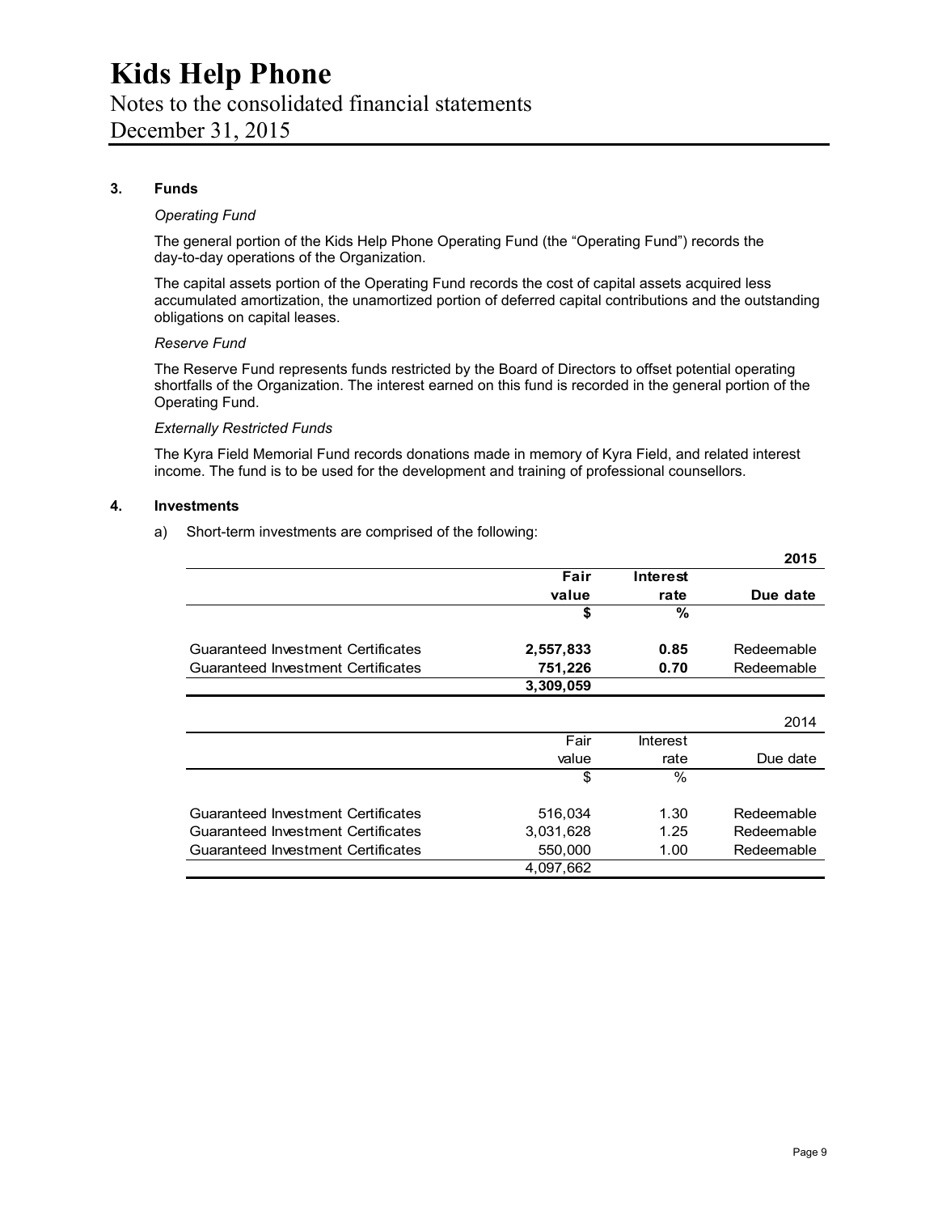# Kids Help Phone

Notes to the consolidated financial statements

December 31, 2015

## 3. Funds

*Operating Fund*

The general portion of the Kids Help Phone Operating Fund (the "Operating Fund") records the day-to-day operations of the Organization.

The capital assets portion of the Operating Fund records the cost of capital assets acquired less accumulated amortization, the unamortized portion of deferred capital contributions and the outstanding obligations on capital leases.

*Reserve Fund*

The Reserve Fund represents funds restricted by the Board of Directors to offset potential operating shortfalls of the Organization. The interest earned on this fund is recorded in the general portion of the Operating Fund.

*Externally Restricted Funds*

The Kyra Field Memorial Fund records donations made in memory of Kyra Field, and related interest income. The fund is to be used for the development and training of professional counsellors.

## 4. Investments

a) Short-term investments are comprised of the following:

| | | | **2015** |
|---|---|---|---|
| | **Fair value** | **Interest rate** | **Due date** |
| | **$** | **%** | |
| Guaranteed Investment Certificates | **2,557,833** | **0.85** | Redeemable |
| Guaranteed Investment Certificates | **751,226** | **0.70** | Redeemable |
| | **3,309,059** | | |

| | | | 2014 |
|---|---|---|---|
| | Fair value | Interest rate | Due date |
| | $ | % | |
| Guaranteed Investment Certificates | 516,034 | 1.30 | Redeemable |
| Guaranteed Investment Certificates | 3,031,628 | 1.25 | Redeemable |
| Guaranteed Investment Certificates | 550,000 | 1.00 | Redeemable |
| | 4,097,662 | | |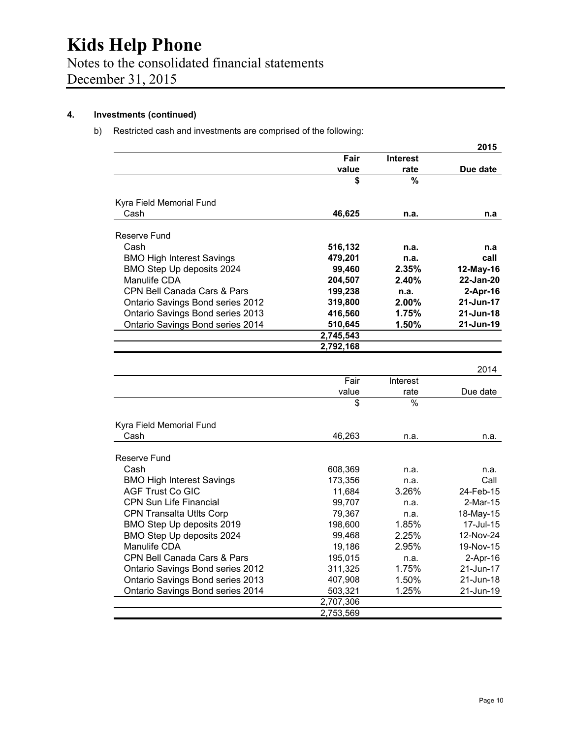## 4. Investments (continued)

b) Restricted cash and investments are comprised of the following:

| | Fair value | Interest rate | Due date |
|---|---|---|---|
| | | | **2015** |
| | **$** | **%** | |
| Kyra Field Memorial Fund | | | |
| Cash | **46,625** | **n.a.** | **n.a** |
| Reserve Fund | | | |
| Cash | **516,132** | **n.a.** | **n.a** |
| BMO High Interest Savings | **479,201** | **n.a.** | **call** |
| BMO Step Up deposits 2024 | **99,460** | **2.35%** | **12-May-16** |
| Manulife CDA | **204,507** | **2.40%** | **22-Jan-20** |
| CPN Bell Canada Cars & Pars | **199,238** | **n.a.** | **2-Apr-16** |
| Ontario Savings Bond series 2012 | **319,800** | **2.00%** | **21-Jun-17** |
| Ontario Savings Bond series 2013 | **416,560** | **1.75%** | **21-Jun-18** |
| Ontario Savings Bond series 2014 | **510,645** | **1.50%** | **21-Jun-19** |
| | **2,745,543** | | |
| | **2,792,168** | | |

| | Fair value | Interest rate | Due date |
|---|---|---|---|
| | | | 2014 |
| | $ | % | |
| Kyra Field Memorial Fund | | | |
| Cash | 46,263 | n.a. | n.a. |
| Reserve Fund | | | |
| Cash | 608,369 | n.a. | n.a. |
| BMO High Interest Savings | 173,356 | n.a. | Call |
| AGF Trust Co GIC | 11,684 | 3.26% | 24-Feb-15 |
| CPN Sun Life Financial | 99,707 | n.a. | 2-Mar-15 |
| CPN Transalta Utlts Corp | 79,367 | n.a. | 18-May-15 |
| BMO Step Up deposits 2019 | 198,600 | 1.85% | 17-Jul-15 |
| BMO Step Up deposits 2024 | 99,468 | 2.25% | 12-Nov-24 |
| Manulife CDA | 19,186 | 2.95% | 19-Nov-15 |
| CPN Bell Canada Cars & Pars | 195,015 | n.a. | 2-Apr-16 |
| Ontario Savings Bond series 2012 | 311,325 | 1.75% | 21-Jun-17 |
| Ontario Savings Bond series 2013 | 407,908 | 1.50% | 21-Jun-18 |
| Ontario Savings Bond series 2014 | 503,321 | 1.25% | 21-Jun-19 |
| | 2,707,306 | | |
| | 2,753,569 | | |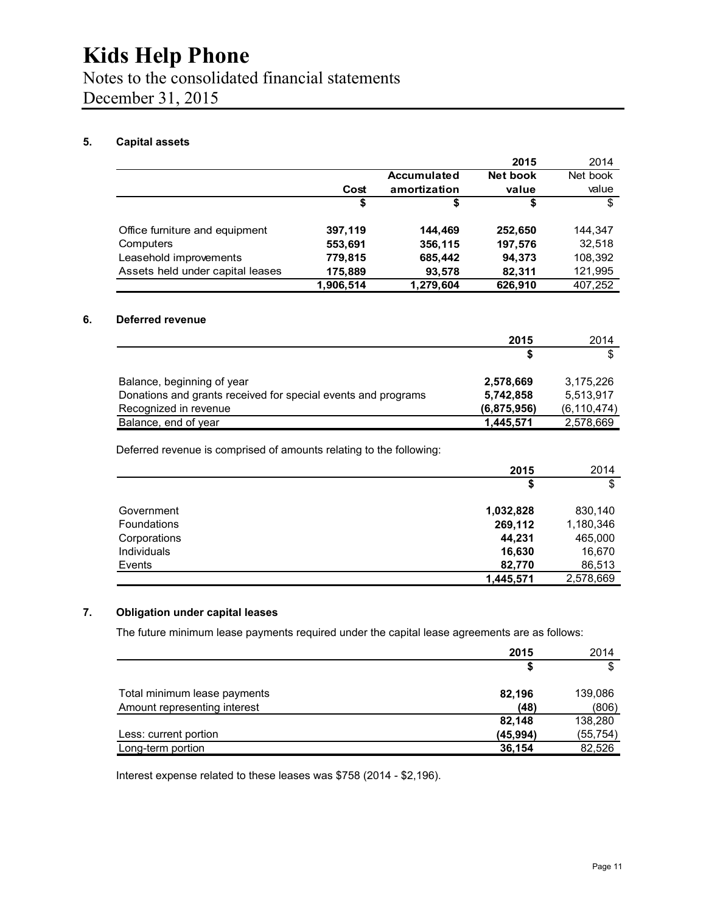# Kids Help Phone

Notes to the consolidated financial statements
December 31, 2015

## 5. Capital assets

| | Cost | Accumulated amortization | 2015 Net book value | 2014 Net book value |
|---|---|---|---|---|
| | $ | $ | $ | $ |
| Office furniture and equipment | 397,119 | 144,469 | 252,650 | 144,347 |
| Computers | 553,691 | 356,115 | 197,576 | 32,518 |
| Leasehold improvements | 779,815 | 685,442 | 94,373 | 108,392 |
| Assets held under capital leases | 175,889 | 93,578 | 82,311 | 121,995 |
| | 1,906,514 | 1,279,604 | 626,910 | 407,252 |

## 6. Deferred revenue

| | 2015 | 2014 |
|---|---|---|
| | $ | $ |
| Balance, beginning of year | 2,578,669 | 3,175,226 |
| Donations and grants received for special events and programs | 5,742,858 | 5,513,917 |
| Recognized in revenue | (6,875,956) | (6,110,474) |
| Balance, end of year | 1,445,571 | 2,578,669 |

Deferred revenue is comprised of amounts relating to the following:

| | 2015 | 2014 |
|---|---|---|
| | $ | $ |
| Government | 1,032,828 | 830,140 |
| Foundations | 269,112 | 1,180,346 |
| Corporations | 44,231 | 465,000 |
| Individuals | 16,630 | 16,670 |
| Events | 82,770 | 86,513 |
| | 1,445,571 | 2,578,669 |

## 7. Obligation under capital leases

The future minimum lease payments required under the capital lease agreements are as follows:

| | 2015 | 2014 |
|---|---|---|
| | $ | $ |
| Total minimum lease payments | 82,196 | 139,086 |
| Amount representing interest | (48) | (806) |
| | 82,148 | 138,280 |
| Less: current portion | (45,994) | (55,754) |
| Long-term portion | 36,154 | 82,526 |

Interest expense related to these leases was $758 (2014 - $2,196).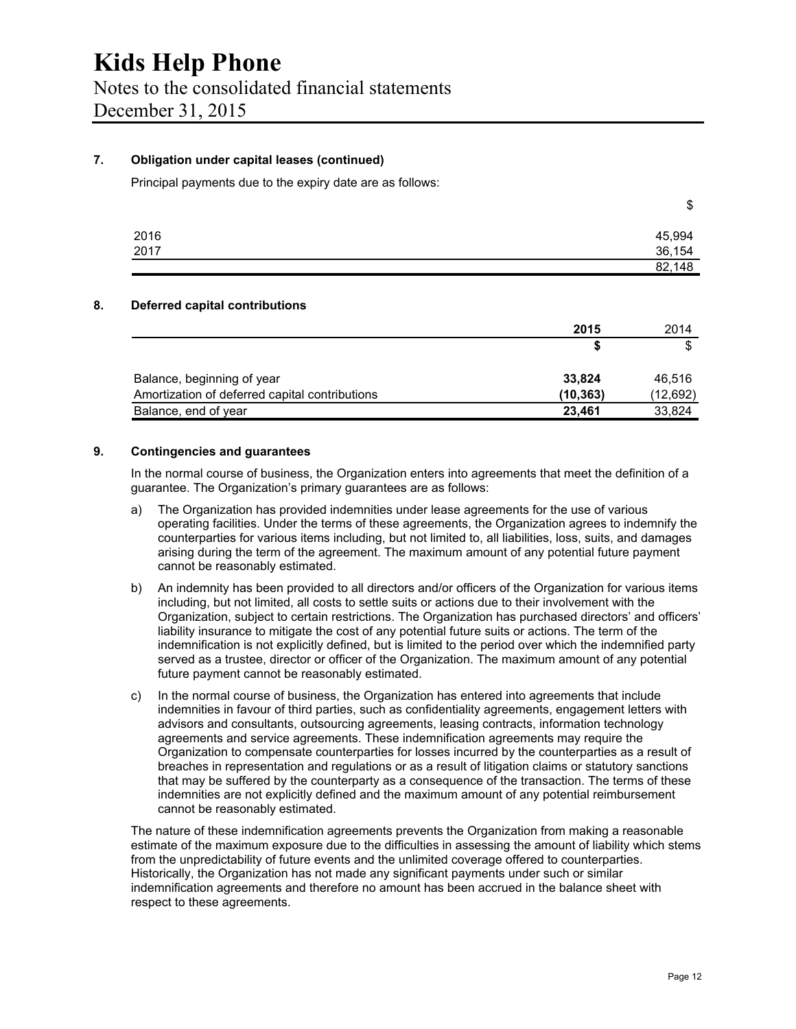### 7. Obligation under capital leases (continued)

Principal payments due to the expiry date are as follows:

| | $ |
|---|---|
| 2016 | 45,994 |
| 2017 | 36,154 |
| | 82,148 |

### 8. Deferred capital contributions

| | **2015** | 2014 |
|---|---|---|
| | **$** | $ |
| Balance, beginning of year | **33,824** | 46,516 |
| Amortization of deferred capital contributions | **(10,363)** | (12,692) |
| Balance, end of year | **23,461** | 33,824 |

### 9. Contingencies and guarantees

In the normal course of business, the Organization enters into agreements that meet the definition of a guarantee. The Organization's primary guarantees are as follows:

a) The Organization has provided indemnities under lease agreements for the use of various operating facilities. Under the terms of these agreements, the Organization agrees to indemnify the counterparties for various items including, but not limited to, all liabilities, loss, suits, and damages arising during the term of the agreement. The maximum amount of any potential future payment cannot be reasonably estimated.

b) An indemnity has been provided to all directors and/or officers of the Organization for various items including, but not limited, all costs to settle suits or actions due to their involvement with the Organization, subject to certain restrictions. The Organization has purchased directors' and officers' liability insurance to mitigate the cost of any potential future suits or actions. The term of the indemnification is not explicitly defined, but is limited to the period over which the indemnified party served as a trustee, director or officer of the Organization. The maximum amount of any potential future payment cannot be reasonably estimated.

c) In the normal course of business, the Organization has entered into agreements that include indemnities in favour of third parties, such as confidentiality agreements, engagement letters with advisors and consultants, outsourcing agreements, leasing contracts, information technology agreements and service agreements. These indemnification agreements may require the Organization to compensate counterparties for losses incurred by the counterparties as a result of breaches in representation and regulations or as a result of litigation claims or statutory sanctions that may be suffered by the counterparty as a consequence of the transaction. The terms of these indemnities are not explicitly defined and the maximum amount of any potential reimbursement cannot be reasonably estimated.

The nature of these indemnification agreements prevents the Organization from making a reasonable estimate of the maximum exposure due to the difficulties in assessing the amount of liability which stems from the unpredictability of future events and the unlimited coverage offered to counterparties. Historically, the Organization has not made any significant payments under such or similar indemnification agreements and therefore no amount has been accrued in the balance sheet with respect to these agreements.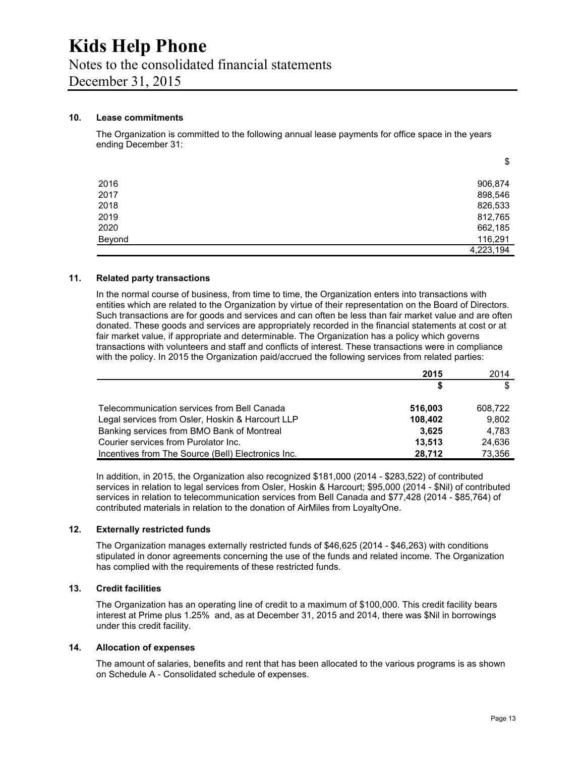## 10. Lease commitments

The Organization is committed to the following annual lease payments for office space in the years ending December 31:

| | $ |
|---|---|
| 2016 | 906,874 |
| 2017 | 898,546 |
| 2018 | 826,533 |
| 2019 | 812,765 |
| 2020 | 662,185 |
| Beyond | 116,291 |
| | 4,223,194 |

## 11. Related party transactions

In the normal course of business, from time to time, the Organization enters into transactions with entities which are related to the Organization by virtue of their representation on the Board of Directors. Such transactions are for goods and services and can often be less than fair market value and are often donated. These goods and services are appropriately recorded in the financial statements at cost or at fair market value, if appropriate and determinable. The Organization has a policy which governs transactions with volunteers and staff and conflicts of interest. These transactions were in compliance with the policy. In 2015 the Organization paid/accrued the following services from related parties:

| | **2015** | 2014 |
|---|---|---|
| | **$** | $ |
| Telecommunication services from Bell Canada | **516,003** | 608,722 |
| Legal services from Osler, Hoskin & Harcourt LLP | **108,402** | 9,802 |
| Banking services from BMO Bank of Montreal | **3,625** | 4,783 |
| Courier services from Purolator Inc. | **13,513** | 24,636 |
| Incentives from The Source (Bell) Electronics Inc. | **28,712** | 73,356 |

In addition, in 2015, the Organization also recognized $181,000 (2014 - $283,522) of contributed services in relation to legal services from Osler, Hoskin & Harcourt; $95,000 (2014 - $Nil) of contributed services in relation to telecommunication services from Bell Canada and $77,428 (2014 - $85,764) of contributed materials in relation to the donation of AirMiles from LoyaltyOne.

## 12. Externally restricted funds

The Organization manages externally restricted funds of $46,625 (2014 - $46,263) with conditions stipulated in donor agreements concerning the use of the funds and related income. The Organization has complied with the requirements of these restricted funds.

## 13. Credit facilities

The Organization has an operating line of credit to a maximum of $100,000. This credit facility bears interest at Prime plus 1.25% and, as at December 31, 2015 and 2014, there was $Nil in borrowings under this credit facility.

## 14. Allocation of expenses

The amount of salaries, benefits and rent that has been allocated to the various programs is as shown on Schedule A - Consolidated schedule of expenses.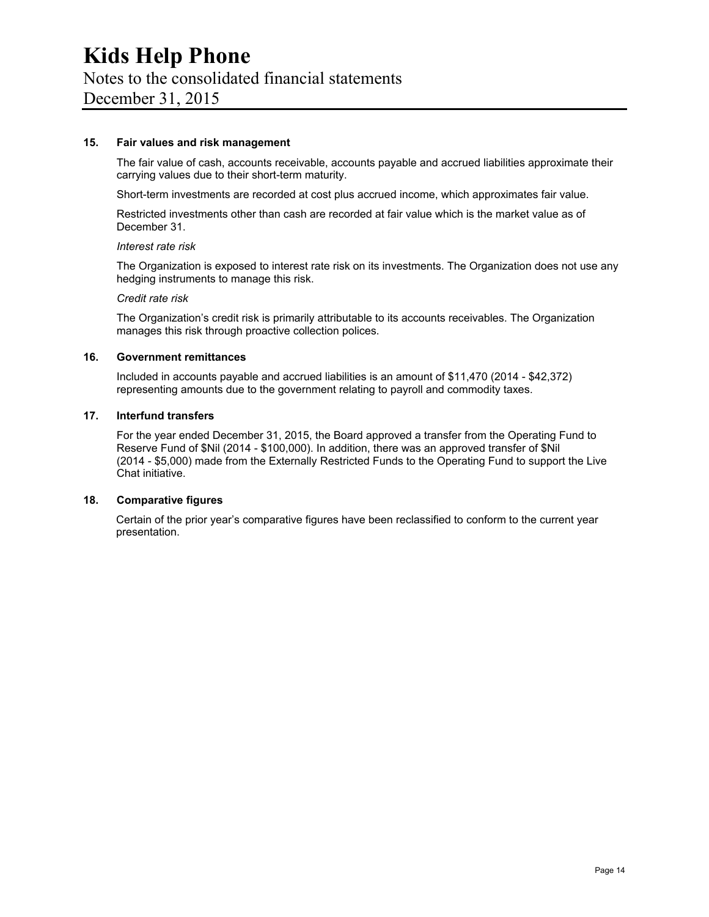### 15. Fair values and risk management

The fair value of cash, accounts receivable, accounts payable and accrued liabilities approximate their carrying values due to their short-term maturity.

Short-term investments are recorded at cost plus accrued income, which approximates fair value.

Restricted investments other than cash are recorded at fair value which is the market value as of December 31.

*Interest rate risk*

The Organization is exposed to interest rate risk on its investments. The Organization does not use any hedging instruments to manage this risk.

*Credit rate risk*

The Organization's credit risk is primarily attributable to its accounts receivables. The Organization manages this risk through proactive collection polices.

### 16. Government remittances

Included in accounts payable and accrued liabilities is an amount of $11,470 (2014 - $42,372) representing amounts due to the government relating to payroll and commodity taxes.

### 17. Interfund transfers

For the year ended December 31, 2015, the Board approved a transfer from the Operating Fund to Reserve Fund of $Nil (2014 - $100,000). In addition, there was an approved transfer of $Nil (2014 - $5,000) made from the Externally Restricted Funds to the Operating Fund to support the Live Chat initiative.

### 18. Comparative figures

Certain of the prior year's comparative figures have been reclassified to conform to the current year presentation.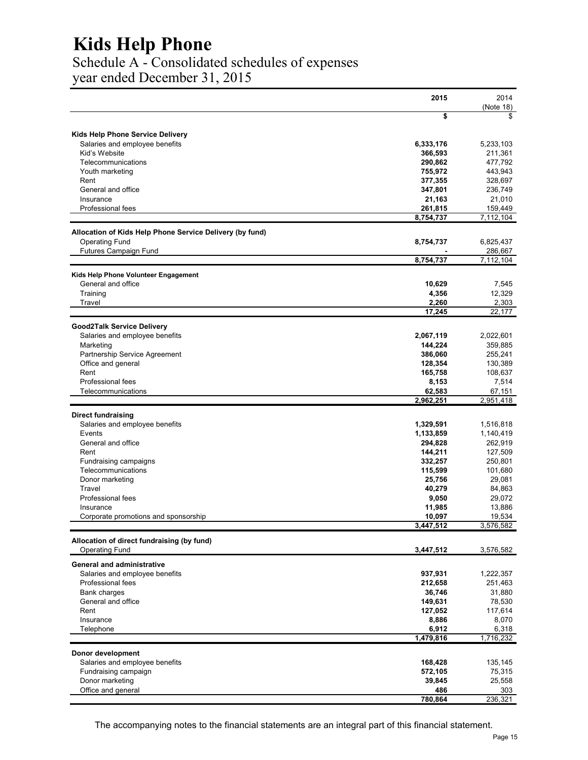# Kids Help Phone

## Schedule A - Consolidated schedules of expenses
## year ended December 31, 2015

| | 2015 | 2014 (Note 18) |
|---|---|---|
| | $ | $ |
| **Kids Help Phone Service Delivery** | | |
| Salaries and employee benefits | 6,333,176 | 5,233,103 |
| Kid's Website | 366,593 | 211,361 |
| Telecommunications | 290,862 | 477,792 |
| Youth marketing | 755,972 | 443,943 |
| Rent | 377,355 | 328,697 |
| General and office | 347,801 | 236,749 |
| Insurance | 21,163 | 21,010 |
| Professional fees | 261,815 | 159,449 |
| | 8,754,737 | 7,112,104 |
| **Allocation of Kids Help Phone Service Delivery (by fund)** | | |
| Operating Fund | 8,754,737 | 6,825,437 |
| Futures Campaign Fund | - | 286,667 |
| | 8,754,737 | 7,112,104 |
| **Kids Help Phone Volunteer Engagement** | | |
| General and office | 10,629 | 7,545 |
| Training | 4,356 | 12,329 |
| Travel | 2,260 | 2,303 |
| | 17,245 | 22,177 |
| **Good2Talk Service Delivery** | | |
| Salaries and employee benefits | 2,067,119 | 2,022,601 |
| Marketing | 144,224 | 359,885 |
| Partnership Service Agreement | 386,060 | 255,241 |
| Office and general | 128,354 | 130,389 |
| Rent | 165,758 | 108,637 |
| Professional fees | 8,153 | 7,514 |
| Telecommunications | 62,583 | 67,151 |
| | 2,962,251 | 2,951,418 |
| **Direct fundraising** | | |
| Salaries and employee benefits | 1,329,591 | 1,516,818 |
| Events | 1,133,859 | 1,140,419 |
| General and office | 294,828 | 262,919 |
| Rent | 144,211 | 127,509 |
| Fundraising campaigns | 332,257 | 250,801 |
| Telecommunications | 115,599 | 101,680 |
| Donor marketing | 25,756 | 29,081 |
| Travel | 40,279 | 84,863 |
| Professional fees | 9,050 | 29,072 |
| Insurance | 11,985 | 13,886 |
| Corporate promotions and sponsorship | 10,097 | 19,534 |
| | 3,447,512 | 3,576,582 |
| **Allocation of direct fundraising (by fund)** | | |
| Operating Fund | 3,447,512 | 3,576,582 |
| **General and administrative** | | |
| Salaries and employee benefits | 937,931 | 1,222,357 |
| Professional fees | 212,658 | 251,463 |
| Bank charges | 36,746 | 31,880 |
| General and office | 149,631 | 78,530 |
| Rent | 127,052 | 117,614 |
| Insurance | 8,886 | 8,070 |
| Telephone | 6,912 | 6,318 |
| | 1,479,816 | 1,716,232 |
| **Donor development** | | |
| Salaries and employee benefits | 168,428 | 135,145 |
| Fundraising campaign | 572,105 | 75,315 |
| Donor marketing | 39,845 | 25,558 |
| Office and general | 486 | 303 |
| | 780,864 | 236,321 |

The accompanying notes to the financial statements are an integral part of this financial statement.